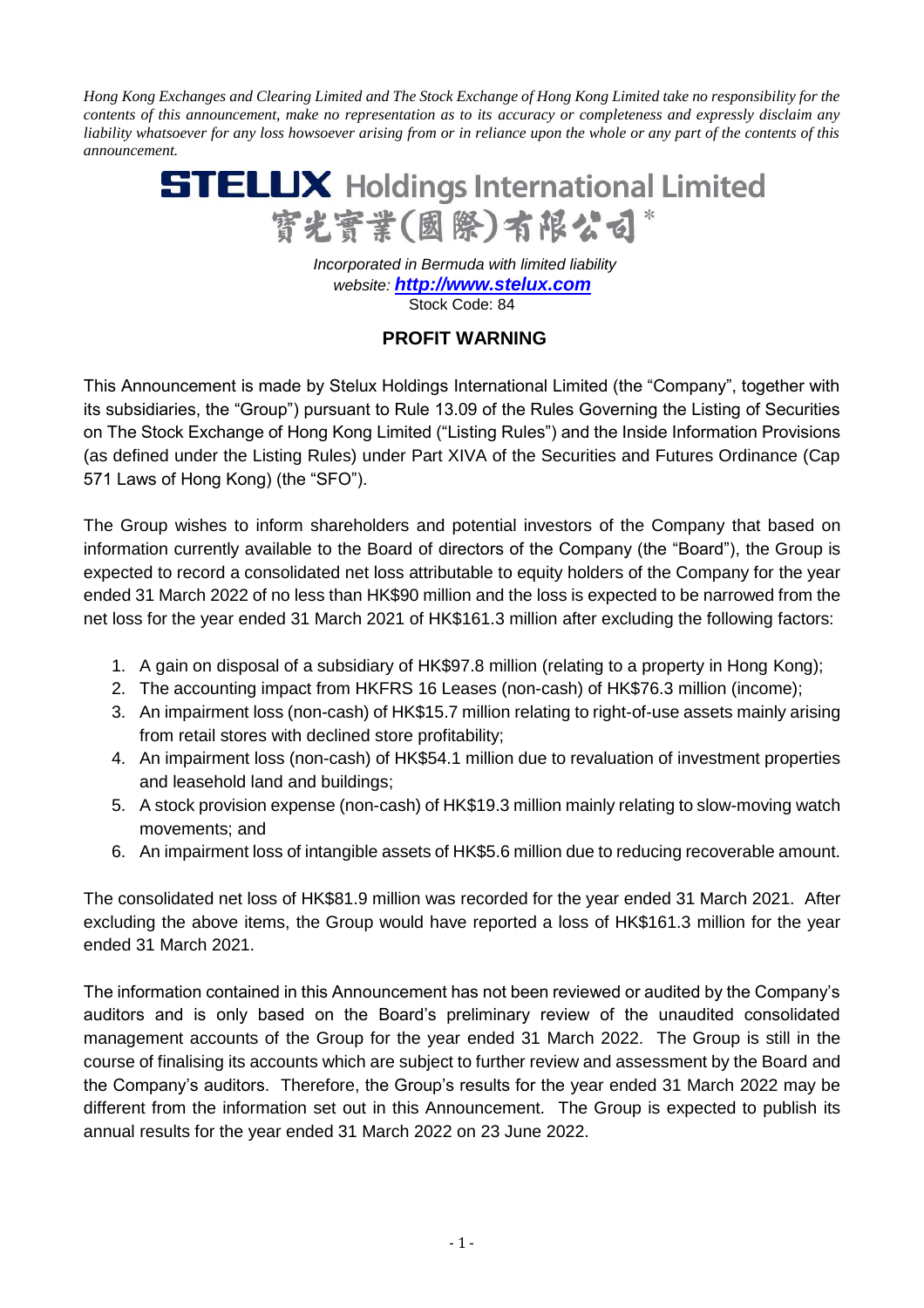*Hong Kong Exchanges and Clearing Limited and The Stock Exchange of Hong Kong Limited take no responsibility for the contents of this announcement, make no representation as to its accuracy or completeness and expressly disclaim any liability whatsoever for any loss howsoever arising from or in reliance upon the whole or any part of the contents of this announcement.*

# STELUX Holdings International Limited
# 寶光實業(國際)有限公司*

*Incorporated in Bermuda with limited liability*
*website:* **[http://www.stelux.com](http://www.stelux.com)**
Stock Code: 84

## PROFIT WARNING

This Announcement is made by Stelux Holdings International Limited (the "Company", together with its subsidiaries, the "Group") pursuant to Rule 13.09 of the Rules Governing the Listing of Securities on The Stock Exchange of Hong Kong Limited ("Listing Rules") and the Inside Information Provisions (as defined under the Listing Rules) under Part XIVA of the Securities and Futures Ordinance (Cap 571 Laws of Hong Kong) (the "SFO").

The Group wishes to inform shareholders and potential investors of the Company that based on information currently available to the Board of directors of the Company (the "Board"), the Group is expected to record a consolidated net loss attributable to equity holders of the Company for the year ended 31 March 2022 of no less than HK$90 million and the loss is expected to be narrowed from the net loss for the year ended 31 March 2021 of HK$161.3 million after excluding the following factors:

1. A gain on disposal of a subsidiary of HK$97.8 million (relating to a property in Hong Kong);
2. The accounting impact from HKFRS 16 Leases (non-cash) of HK$76.3 million (income);
3. An impairment loss (non-cash) of HK$15.7 million relating to right-of-use assets mainly arising from retail stores with declined store profitability;
4. An impairment loss (non-cash) of HK$54.1 million due to revaluation of investment properties and leasehold land and buildings;
5. A stock provision expense (non-cash) of HK$19.3 million mainly relating to slow-moving watch movements; and
6. An impairment loss of intangible assets of HK$5.6 million due to reducing recoverable amount.

The consolidated net loss of HK$81.9 million was recorded for the year ended 31 March 2021. After excluding the above items, the Group would have reported a loss of HK$161.3 million for the year ended 31 March 2021.

The information contained in this Announcement has not been reviewed or audited by the Company's auditors and is only based on the Board's preliminary review of the unaudited consolidated management accounts of the Group for the year ended 31 March 2022. The Group is still in the course of finalising its accounts which are subject to further review and assessment by the Board and the Company's auditors. Therefore, the Group's results for the year ended 31 March 2022 may be different from the information set out in this Announcement. The Group is expected to publish its annual results for the year ended 31 March 2022 on 23 June 2022.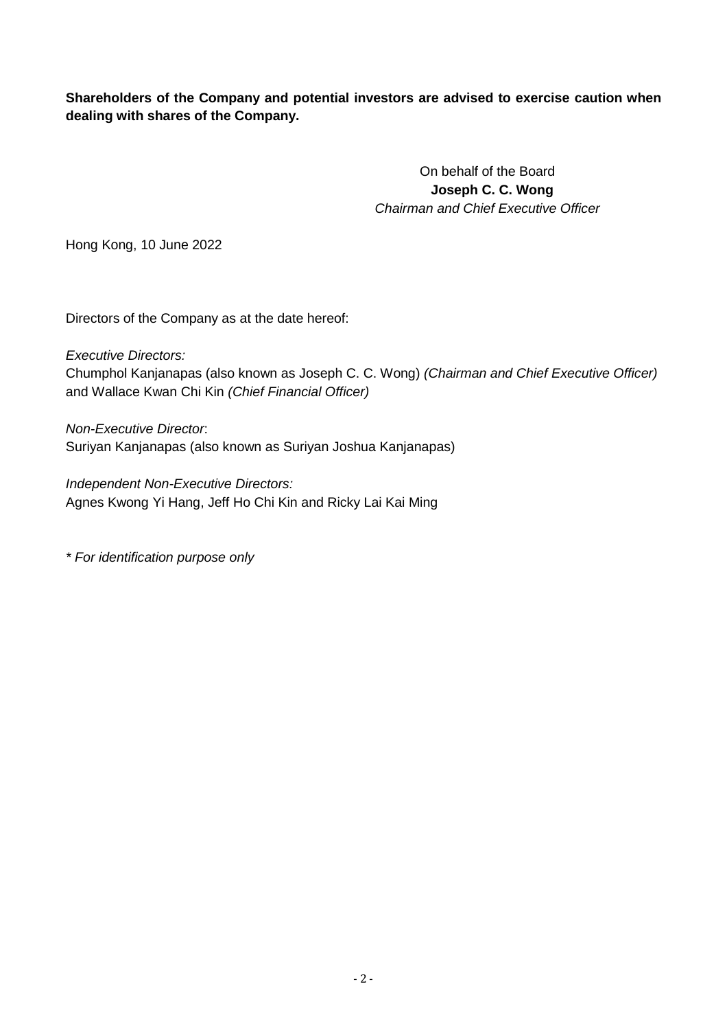**Shareholders of the Company and potential investors are advised to exercise caution when dealing with shares of the Company.**

On behalf of the Board
**Joseph C. C. Wong**
*Chairman and Chief Executive Officer*

Hong Kong, 10 June 2022

Directors of the Company as at the date hereof:

*Executive Directors:*
Chumphol Kanjanapas (also known as Joseph C. C. Wong) *(Chairman and Chief Executive Officer)* and Wallace Kwan Chi Kin *(Chief Financial Officer)*

*Non-Executive Director*:
Suriyan Kanjanapas (also known as Suriyan Joshua Kanjanapas)

*Independent Non-Executive Directors:*
Agnes Kwong Yi Hang, Jeff Ho Chi Kin and Ricky Lai Kai Ming

*\* For identification purpose only*